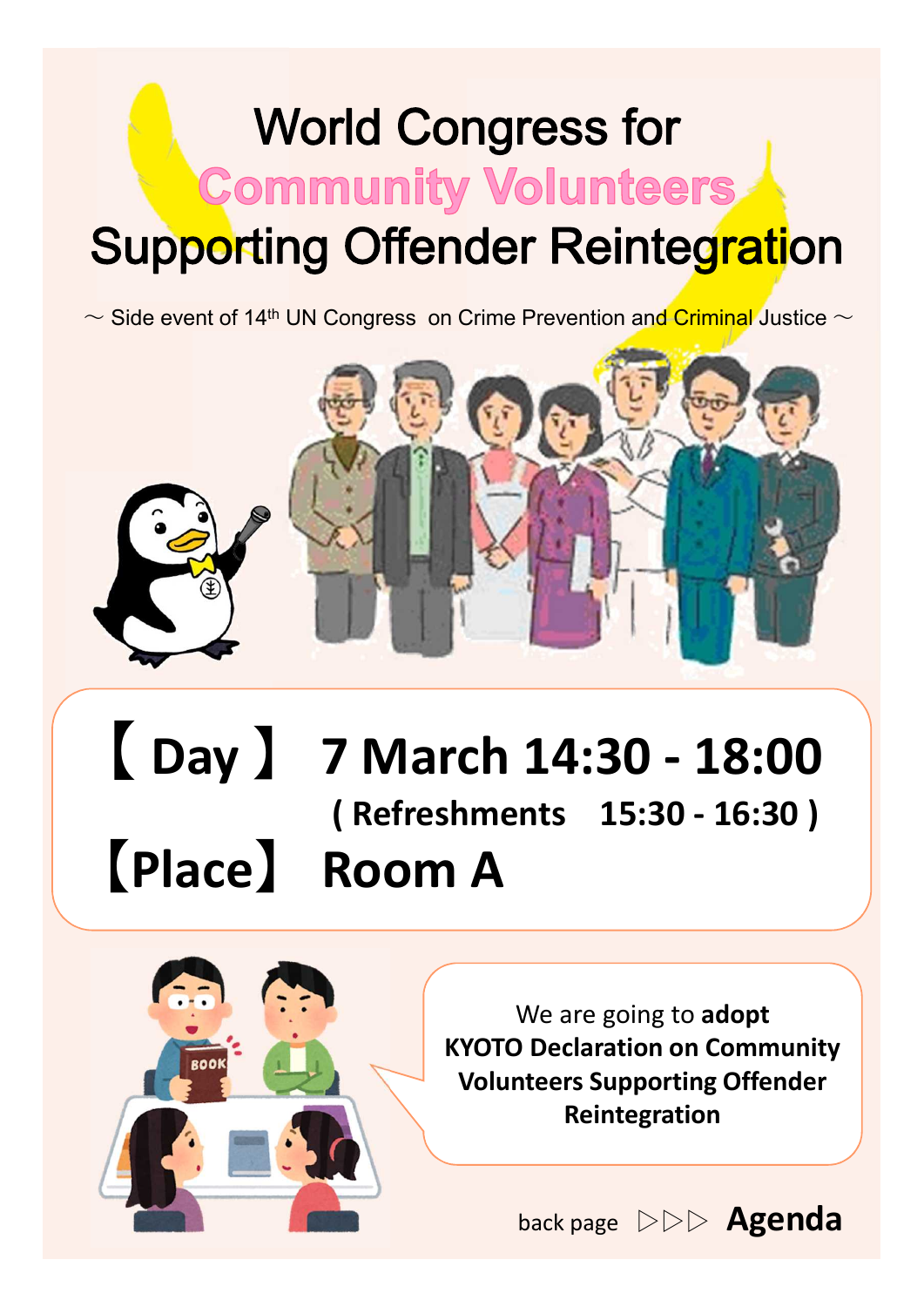# World Congress for Community Volunteers Supporting Offender Reintegration

～ Side event of 14th UN Congress on Crime Prevention and Criminal Justice ～

**【 Day 】 7 March 14:30 - 18:00**

**( Refreshments 15:30 - 16:30 )**

**【Place】 Room A**

We are going to **adopt** **KYOTO Declaration on Community Volunteers Supporting Offender Reintegration**

back page ▷▷▷ **Agenda**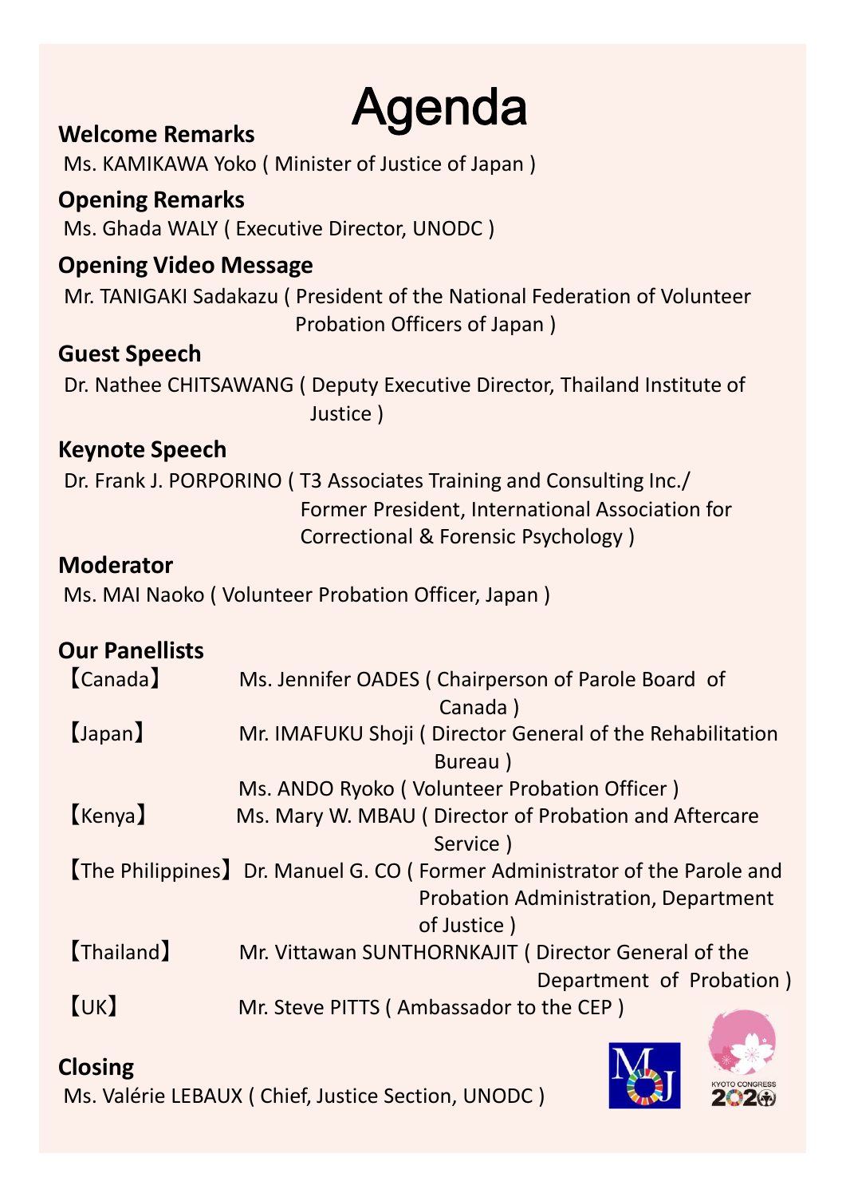# Agenda

## Welcome Remarks

Ms. KAMIKAWA Yoko ( Minister of Justice of Japan )

## Opening Remarks

Ms. Ghada WALY ( Executive Director, UNODC )

## Opening Video Message

Mr. TANIGAKI Sadakazu ( President of the National Federation of Volunteer Probation Officers of Japan )

## Guest Speech

Dr. Nathee CHITSAWANG ( Deputy Executive Director, Thailand Institute of Justice )

## Keynote Speech

Dr. Frank J. PORPORINO ( T3 Associates Training and Consulting Inc./ Former President, International Association for Correctional & Forensic Psychology )

## Moderator

Ms. MAI Naoko ( Volunteer Probation Officer, Japan )

## Our Panellists

| | |
|---|---|
| 【Canada】 | Ms. Jennifer OADES ( Chairperson of Parole Board of Canada ) |
| 【Japan】 | Mr. IMAFUKU Shoji ( Director General of the Rehabilitation Bureau ) |
| | Ms. ANDO Ryoko ( Volunteer Probation Officer ) |
| 【Kenya】 | Ms. Mary W. MBAU ( Director of Probation and Aftercare Service ) |
| 【The Philippines】 | Dr. Manuel G. CO ( Former Administrator of the Parole and Probation Administration, Department of Justice ) |
| 【Thailand】 | Mr. Vittawan SUNTHORNKAJIT ( Director General of the Department of Probation ) |
| 【UK】 | Mr. Steve PITTS ( Ambassador to the CEP ) |

## Closing

Ms. Valérie LEBAUX ( Chief, Justice Section, UNODC )